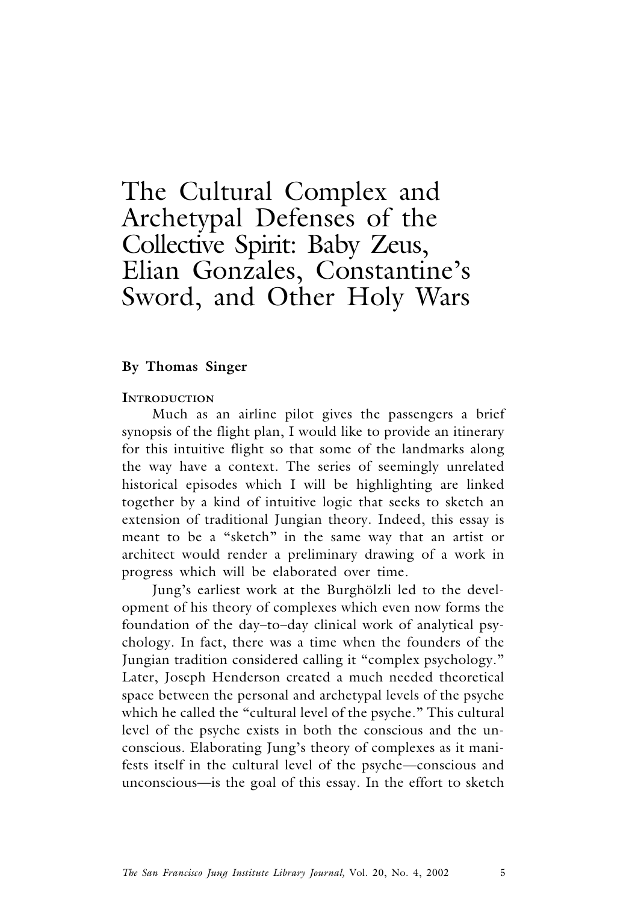# The Cultural Complex and Archetypal Defenses of the Collective Spirit: Baby Zeus, Elian Gonzales, Constantine's Sword, and Other Holy Wars

**By Thomas Singer**

## Introduction

Much as an airline pilot gives the passengers a brief synopsis of the flight plan, I would like to provide an itinerary for this intuitive flight so that some of the landmarks along the way have a context. The series of seemingly unrelated historical episodes which I will be highlighting are linked together by a kind of intuitive logic that seeks to sketch an extension of traditional Jungian theory. Indeed, this essay is meant to be a "sketch" in the same way that an artist or architect would render a preliminary drawing of a work in progress which will be elaborated over time.

Jung's earliest work at the Burghölzli led to the development of his theory of complexes which even now forms the foundation of the day–to–day clinical work of analytical psychology. In fact, there was a time when the founders of the Jungian tradition considered calling it "complex psychology." Later, Joseph Henderson created a much needed theoretical space between the personal and archetypal levels of the psyche which he called the "cultural level of the psyche." This cultural level of the psyche exists in both the conscious and the unconscious. Elaborating Jung's theory of complexes as it manifests itself in the cultural level of the psyche—conscious and unconscious—is the goal of this essay. In the effort to sketch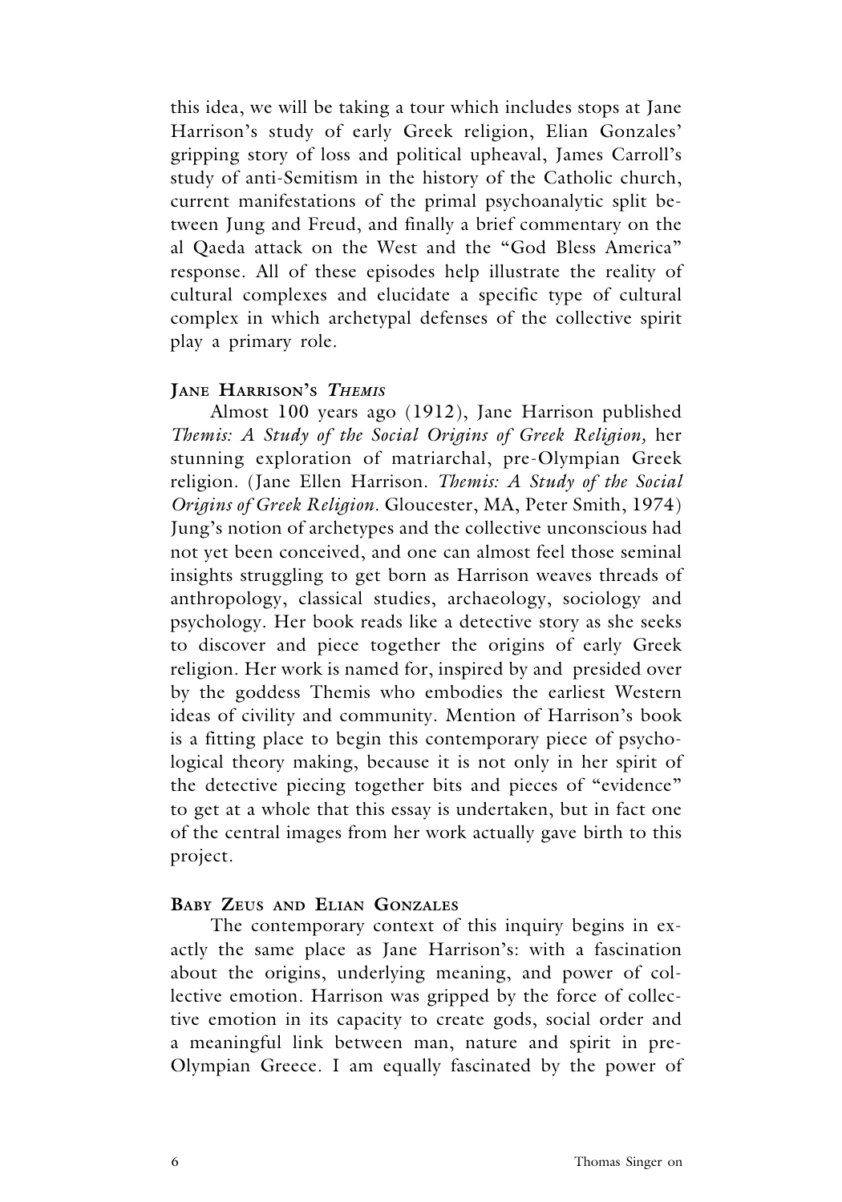this idea, we will be taking a tour which includes stops at Jane Harrison's study of early Greek religion, Elian Gonzales' gripping story of loss and political upheaval, James Carroll's study of anti-Semitism in the history of the Catholic church, current manifestations of the primal psychoanalytic split between Jung and Freud, and finally a brief commentary on the al Qaeda attack on the West and the "God Bless America" response. All of these episodes help illustrate the reality of cultural complexes and elucidate a specific type of cultural complex in which archetypal defenses of the collective spirit play a primary role.

## JANE HARRISON'S *THEMIS*

Almost 100 years ago (1912), Jane Harrison published *Themis: A Study of the Social Origins of Greek Religion,* her stunning exploration of matriarchal, pre-Olympian Greek religion. (Jane Ellen Harrison. *Themis: A Study of the Social Origins of Greek Religion*. Gloucester, MA, Peter Smith, 1974) Jung's notion of archetypes and the collective unconscious had not yet been conceived, and one can almost feel those seminal insights struggling to get born as Harrison weaves threads of anthropology, classical studies, archaeology, sociology and psychology. Her book reads like a detective story as she seeks to discover and piece together the origins of early Greek religion. Her work is named for, inspired by and presided over by the goddess Themis who embodies the earliest Western ideas of civility and community. Mention of Harrison's book is a fitting place to begin this contemporary piece of psychological theory making, because it is not only in her spirit of the detective piecing together bits and pieces of "evidence" to get at a whole that this essay is undertaken, but in fact one of the central images from her work actually gave birth to this project.

## BABY ZEUS AND ELIAN GONZALES

The contemporary context of this inquiry begins in exactly the same place as Jane Harrison's: with a fascination about the origins, underlying meaning, and power of collective emotion. Harrison was gripped by the force of collective emotion in its capacity to create gods, social order and a meaningful link between man, nature and spirit in pre-Olympian Greece. I am equally fascinated by the power of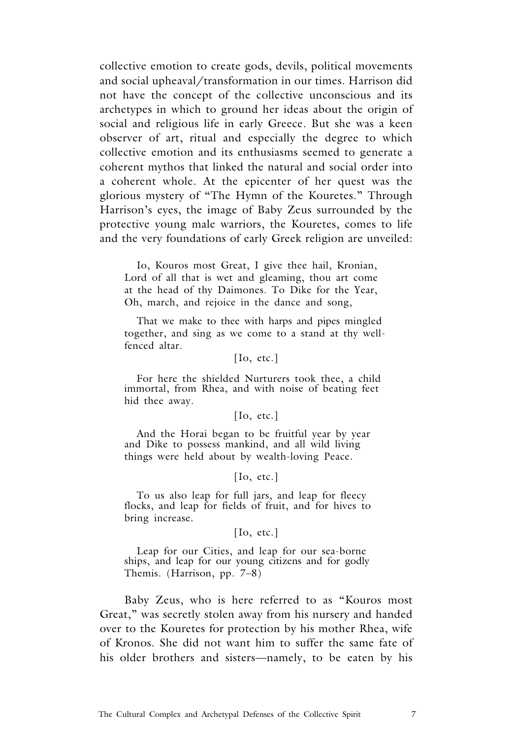collective emotion to create gods, devils, political movements and social upheaval/transformation in our times. Harrison did not have the concept of the collective unconscious and its archetypes in which to ground her ideas about the origin of social and religious life in early Greece. But she was a keen observer of art, ritual and especially the degree to which collective emotion and its enthusiasms seemed to generate a coherent mythos that linked the natural and social order into a coherent whole. At the epicenter of her quest was the glorious mystery of "The Hymn of the Kouretes." Through Harrison's eyes, the image of Baby Zeus surrounded by the protective young male warriors, the Kouretes, comes to life and the very foundations of early Greek religion are unveiled:

> Io, Kouros most Great, I give thee hail, Kronian, Lord of all that is wet and gleaming, thou art come at the head of thy Daimones. To Dike for the Year, Oh, march, and rejoice in the dance and song,
>
> That we make to thee with harps and pipes mingled together, and sing as we come to a stand at thy well-fenced altar.
>
> [Io, etc.]
>
> For here the shielded Nurturers took thee, a child immortal, from Rhea, and with noise of beating feet hid thee away.
>
> [Io, etc.]
>
> And the Horai began to be fruitful year by year and Dike to possess mankind, and all wild living things were held about by wealth-loving Peace.
>
> [Io, etc.]
>
> To us also leap for full jars, and leap for fleecy flocks, and leap for fields of fruit, and for hives to bring increase.
>
> [Io, etc.]
>
> Leap for our Cities, and leap for our sea-borne ships, and leap for our young citizens and for godly Themis. (Harrison, pp. 7–8)

Baby Zeus, who is here referred to as "Kouros most Great," was secretly stolen away from his nursery and handed over to the Kouretes for protection by his mother Rhea, wife of Kronos. She did not want him to suffer the same fate of his older brothers and sisters—namely, to be eaten by his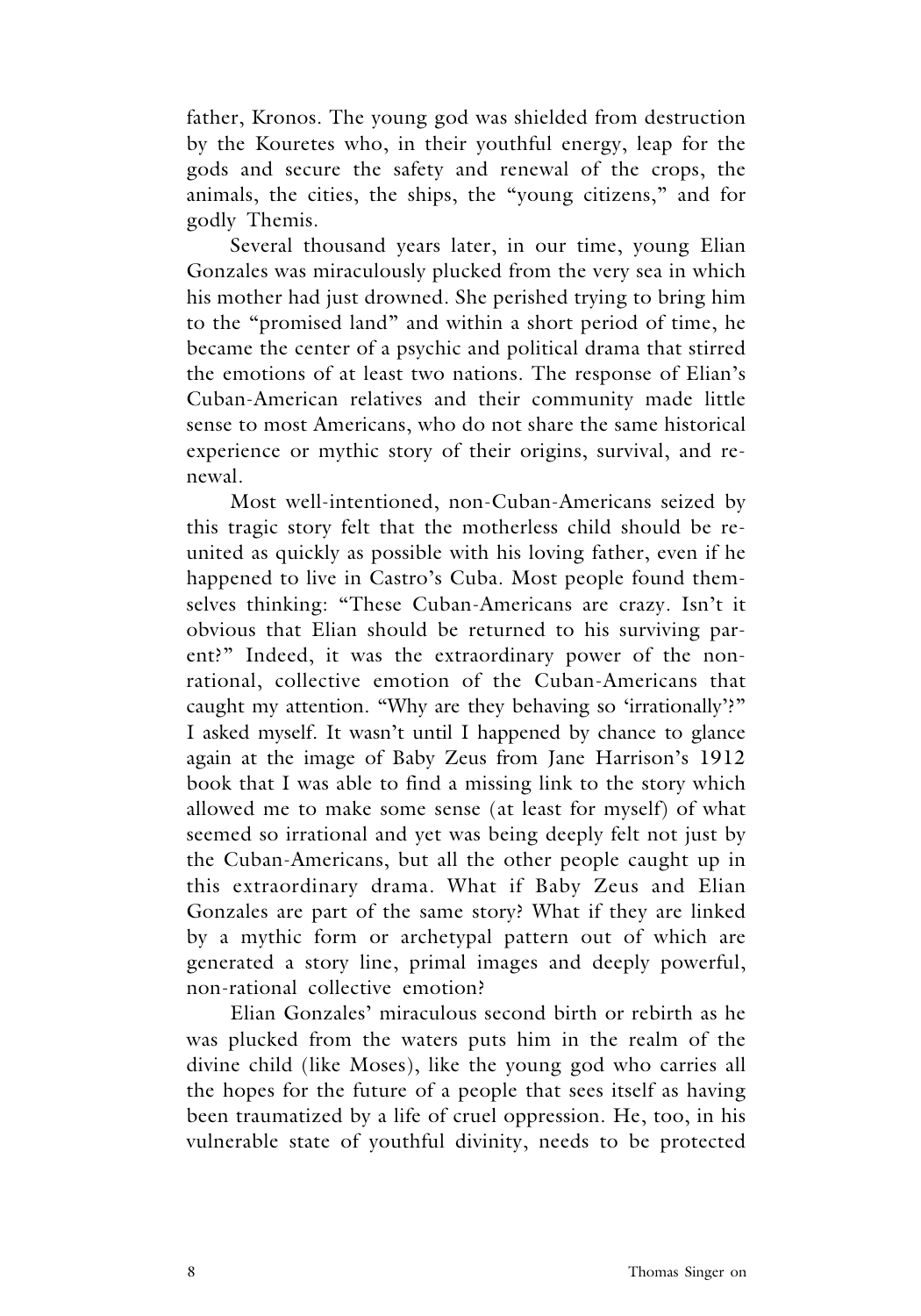father, Kronos. The young god was shielded from destruction by the Kouretes who, in their youthful energy, leap for the gods and secure the safety and renewal of the crops, the animals, the cities, the ships, the "young citizens," and for godly Themis.

Several thousand years later, in our time, young Elian Gonzales was miraculously plucked from the very sea in which his mother had just drowned. She perished trying to bring him to the "promised land" and within a short period of time, he became the center of a psychic and political drama that stirred the emotions of at least two nations. The response of Elian's Cuban-American relatives and their community made little sense to most Americans, who do not share the same historical experience or mythic story of their origins, survival, and renewal.

Most well-intentioned, non-Cuban-Americans seized by this tragic story felt that the motherless child should be reunited as quickly as possible with his loving father, even if he happened to live in Castro's Cuba. Most people found themselves thinking: "These Cuban-Americans are crazy. Isn't it obvious that Elian should be returned to his surviving parent?" Indeed, it was the extraordinary power of the non-rational, collective emotion of the Cuban-Americans that caught my attention. "Why are they behaving so 'irrationally'?" I asked myself. It wasn't until I happened by chance to glance again at the image of Baby Zeus from Jane Harrison's 1912 book that I was able to find a missing link to the story which allowed me to make some sense (at least for myself) of what seemed so irrational and yet was being deeply felt not just by the Cuban-Americans, but all the other people caught up in this extraordinary drama. What if Baby Zeus and Elian Gonzales are part of the same story? What if they are linked by a mythic form or archetypal pattern out of which are generated a story line, primal images and deeply powerful, non-rational collective emotion?

Elian Gonzales' miraculous second birth or rebirth as he was plucked from the waters puts him in the realm of the divine child (like Moses), like the young god who carries all the hopes for the future of a people that sees itself as having been traumatized by a life of cruel oppression. He, too, in his vulnerable state of youthful divinity, needs to be protected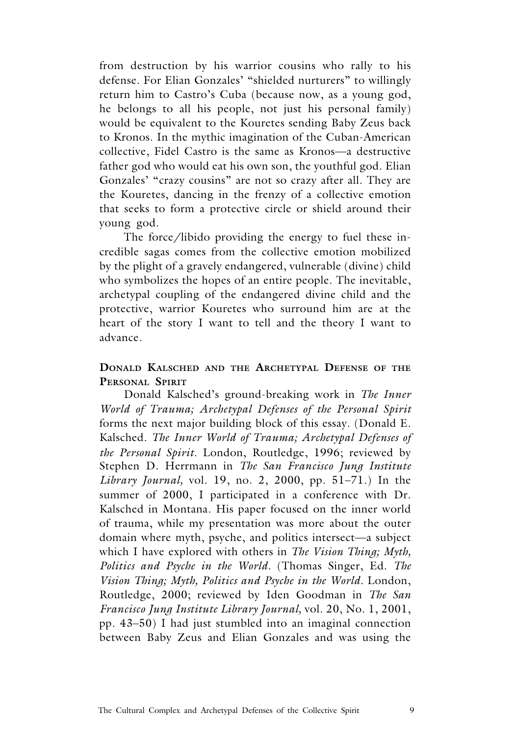from destruction by his warrior cousins who rally to his defense. For Elian Gonzales' "shielded nurturers" to willingly return him to Castro's Cuba (because now, as a young god, he belongs to all his people, not just his personal family) would be equivalent to the Kouretes sending Baby Zeus back to Kronos. In the mythic imagination of the Cuban-American collective, Fidel Castro is the same as Kronos—a destructive father god who would eat his own son, the youthful god. Elian Gonzales' "crazy cousins" are not so crazy after all. They are the Kouretes, dancing in the frenzy of a collective emotion that seeks to form a protective circle or shield around their young god.

The force/libido providing the energy to fuel these incredible sagas comes from the collective emotion mobilized by the plight of a gravely endangered, vulnerable (divine) child who symbolizes the hopes of an entire people. The inevitable, archetypal coupling of the endangered divine child and the protective, warrior Kouretes who surround him are at the heart of the story I want to tell and the theory I want to advance.

### Donald Kalsched and the Archetypal Defense of the Personal Spirit

Donald Kalsched's ground-breaking work in *The Inner World of Trauma; Archetypal Defenses of the Personal Spirit* forms the next major building block of this essay. (Donald E. Kalsched. *The Inner World of Trauma; Archetypal Defenses of the Personal Spirit.* London, Routledge, 1996; reviewed by Stephen D. Herrmann in *The San Francisco Jung Institute Library Journal,* vol. 19, no. 2, 2000, pp. 51–71.) In the summer of 2000, I participated in a conference with Dr. Kalsched in Montana. His paper focused on the inner world of trauma, while my presentation was more about the outer domain where myth, psyche, and politics intersect—a subject which I have explored with others in *The Vision Thing; Myth, Politics and Psyche in the World*. (Thomas Singer, Ed. *The Vision Thing; Myth, Politics and Psyche in the World.* London, Routledge, 2000; reviewed by Iden Goodman in *The San Francisco Jung Institute Library Journal,* vol. 20, No. 1, 2001, pp. 43–50) I had just stumbled into an imaginal connection between Baby Zeus and Elian Gonzales and was using the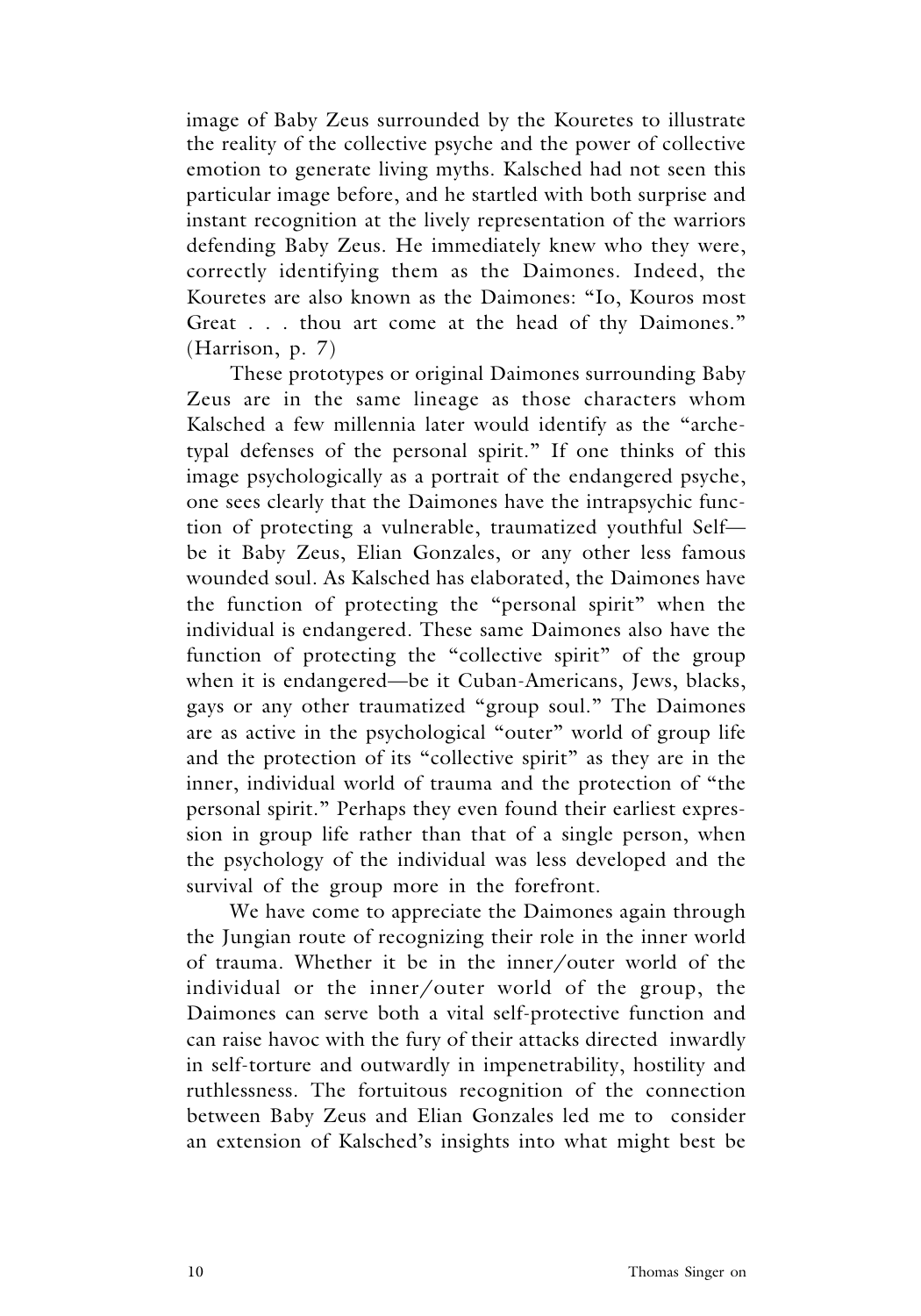image of Baby Zeus surrounded by the Kouretes to illustrate the reality of the collective psyche and the power of collective emotion to generate living myths. Kalsched had not seen this particular image before, and he startled with both surprise and instant recognition at the lively representation of the warriors defending Baby Zeus. He immediately knew who they were, correctly identifying them as the Daimones. Indeed, the Kouretes are also known as the Daimones: "Io, Kouros most Great . . . thou art come at the head of thy Daimones." (Harrison, p. 7)

These prototypes or original Daimones surrounding Baby Zeus are in the same lineage as those characters whom Kalsched a few millennia later would identify as the "archetypal defenses of the personal spirit." If one thinks of this image psychologically as a portrait of the endangered psyche, one sees clearly that the Daimones have the intrapsychic function of protecting a vulnerable, traumatized youthful Self—be it Baby Zeus, Elian Gonzales, or any other less famous wounded soul. As Kalsched has elaborated, the Daimones have the function of protecting the "personal spirit" when the individual is endangered. These same Daimones also have the function of protecting the "collective spirit" of the group when it is endangered—be it Cuban-Americans, Jews, blacks, gays or any other traumatized "group soul." The Daimones are as active in the psychological "outer" world of group life and the protection of its "collective spirit" as they are in the inner, individual world of trauma and the protection of "the personal spirit." Perhaps they even found their earliest expression in group life rather than that of a single person, when the psychology of the individual was less developed and the survival of the group more in the forefront.

We have come to appreciate the Daimones again through the Jungian route of recognizing their role in the inner world of trauma. Whether it be in the inner/outer world of the individual or the inner/outer world of the group, the Daimones can serve both a vital self-protective function and can raise havoc with the fury of their attacks directed inwardly in self-torture and outwardly in impenetrability, hostility and ruthlessness. The fortuitous recognition of the connection between Baby Zeus and Elian Gonzales led me to consider an extension of Kalsched's insights into what might best be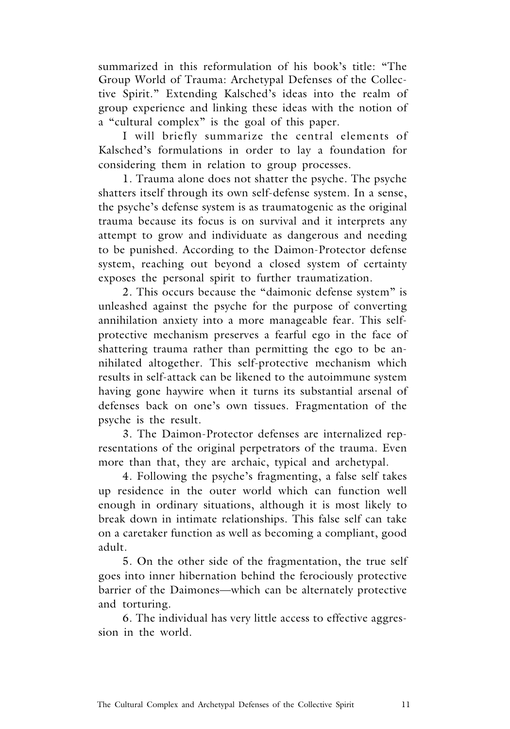summarized in this reformulation of his book's title: "The Group World of Trauma: Archetypal Defenses of the Collective Spirit." Extending Kalsched's ideas into the realm of group experience and linking these ideas with the notion of a "cultural complex" is the goal of this paper.

I will briefly summarize the central elements of Kalsched's formulations in order to lay a foundation for considering them in relation to group processes.

1. Trauma alone does not shatter the psyche. The psyche shatters itself through its own self-defense system. In a sense, the psyche's defense system is as traumatogenic as the original trauma because its focus is on survival and it interprets any attempt to grow and individuate as dangerous and needing to be punished. According to the Daimon-Protector defense system, reaching out beyond a closed system of certainty exposes the personal spirit to further traumatization.

2. This occurs because the "daimonic defense system" is unleashed against the psyche for the purpose of converting annihilation anxiety into a more manageable fear. This self-protective mechanism preserves a fearful ego in the face of shattering trauma rather than permitting the ego to be annihilated altogether. This self-protective mechanism which results in self-attack can be likened to the autoimmune system having gone haywire when it turns its substantial arsenal of defenses back on one's own tissues. Fragmentation of the psyche is the result.

3. The Daimon-Protector defenses are internalized representations of the original perpetrators of the trauma. Even more than that, they are archaic, typical and archetypal.

4. Following the psyche's fragmenting, a false self takes up residence in the outer world which can function well enough in ordinary situations, although it is most likely to break down in intimate relationships. This false self can take on a caretaker function as well as becoming a compliant, good adult.

5. On the other side of the fragmentation, the true self goes into inner hibernation behind the ferociously protective barrier of the Daimones—which can be alternately protective and torturing.

6. The individual has very little access to effective aggression in the world.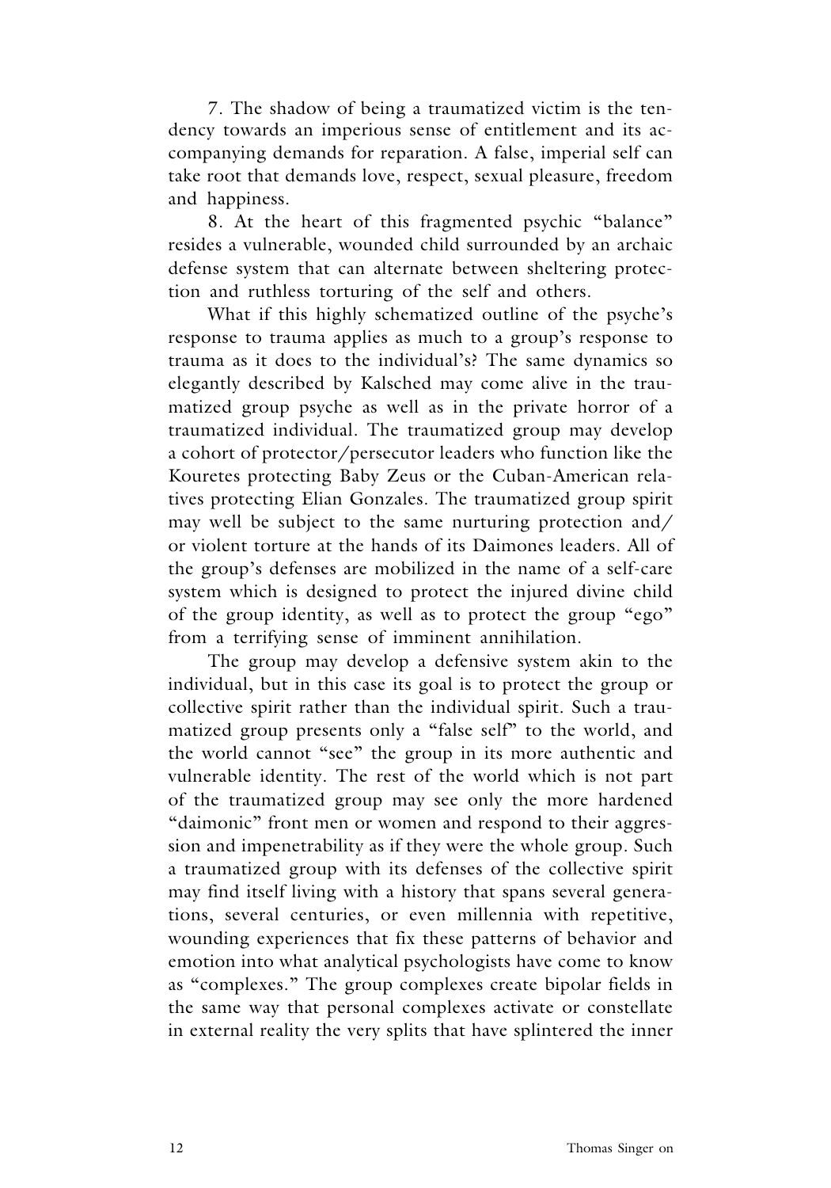7. The shadow of being a traumatized victim is the tendency towards an imperious sense of entitlement and its accompanying demands for reparation. A false, imperial self can take root that demands love, respect, sexual pleasure, freedom and happiness.

8. At the heart of this fragmented psychic "balance" resides a vulnerable, wounded child surrounded by an archaic defense system that can alternate between sheltering protection and ruthless torturing of the self and others.

What if this highly schematized outline of the psyche's response to trauma applies as much to a group's response to trauma as it does to the individual's? The same dynamics so elegantly described by Kalsched may come alive in the traumatized group psyche as well as in the private horror of a traumatized individual. The traumatized group may develop a cohort of protector/persecutor leaders who function like the Kouretes protecting Baby Zeus or the Cuban-American relatives protecting Elian Gonzales. The traumatized group spirit may well be subject to the same nurturing protection and/or violent torture at the hands of its Daimones leaders. All of the group's defenses are mobilized in the name of a self-care system which is designed to protect the injured divine child of the group identity, as well as to protect the group "ego" from a terrifying sense of imminent annihilation.

The group may develop a defensive system akin to the individual, but in this case its goal is to protect the group or collective spirit rather than the individual spirit. Such a traumatized group presents only a "false self" to the world, and the world cannot "see" the group in its more authentic and vulnerable identity. The rest of the world which is not part of the traumatized group may see only the more hardened "daimonic" front men or women and respond to their aggression and impenetrability as if they were the whole group. Such a traumatized group with its defenses of the collective spirit may find itself living with a history that spans several generations, several centuries, or even millennia with repetitive, wounding experiences that fix these patterns of behavior and emotion into what analytical psychologists have come to know as "complexes." The group complexes create bipolar fields in the same way that personal complexes activate or constellate in external reality the very splits that have splintered the inner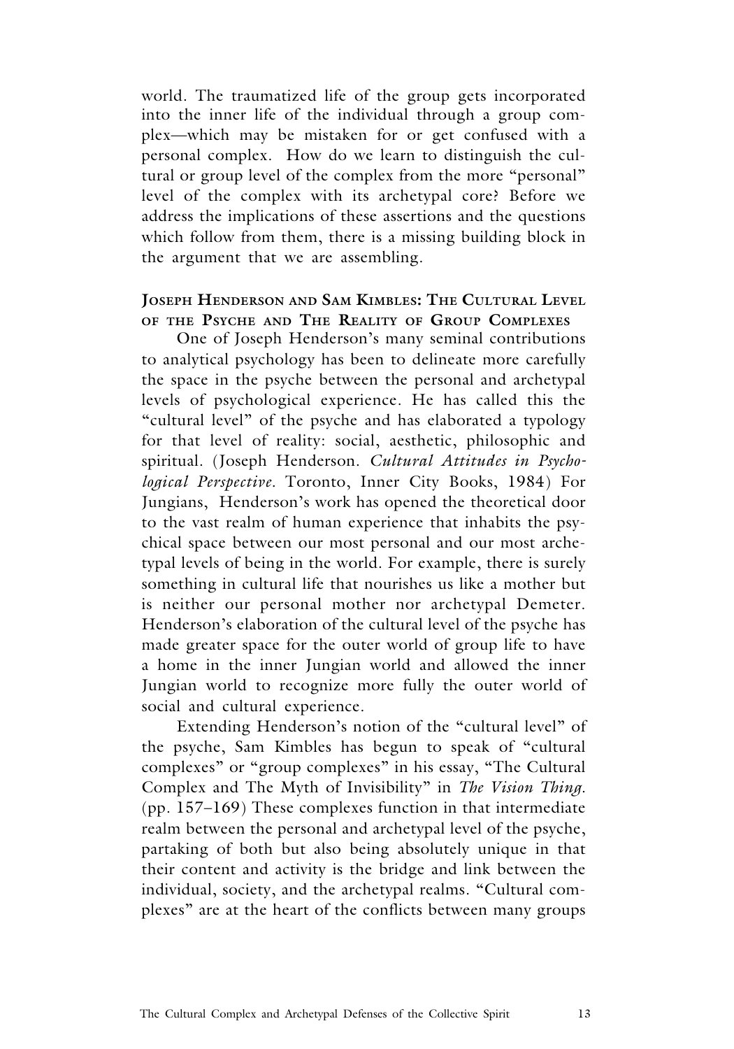world. The traumatized life of the group gets incorporated into the inner life of the individual through a group complex—which may be mistaken for or get confused with a personal complex. How do we learn to distinguish the cultural or group level of the complex from the more "personal" level of the complex with its archetypal core? Before we address the implications of these assertions and the questions which follow from them, there is a missing building block in the argument that we are assembling.

## Joseph Henderson and Sam Kimbles: The Cultural Level of the Psyche and The Reality of Group Complexes

One of Joseph Henderson's many seminal contributions to analytical psychology has been to delineate more carefully the space in the psyche between the personal and archetypal levels of psychological experience. He has called this the "cultural level" of the psyche and has elaborated a typology for that level of reality: social, aesthetic, philosophic and spiritual. (Joseph Henderson. *Cultural Attitudes in Psychological Perspective*. Toronto, Inner City Books, 1984) For Jungians, Henderson's work has opened the theoretical door to the vast realm of human experience that inhabits the psychical space between our most personal and our most archetypal levels of being in the world. For example, there is surely something in cultural life that nourishes us like a mother but is neither our personal mother nor archetypal Demeter. Henderson's elaboration of the cultural level of the psyche has made greater space for the outer world of group life to have a home in the inner Jungian world and allowed the inner Jungian world to recognize more fully the outer world of social and cultural experience.

Extending Henderson's notion of the "cultural level" of the psyche, Sam Kimbles has begun to speak of "cultural complexes" or "group complexes" in his essay, "The Cultural Complex and The Myth of Invisibility" in *The Vision Thing*. (pp. 157–169) These complexes function in that intermediate realm between the personal and archetypal level of the psyche, partaking of both but also being absolutely unique in that their content and activity is the bridge and link between the individual, society, and the archetypal realms. "Cultural complexes" are at the heart of the conflicts between many groups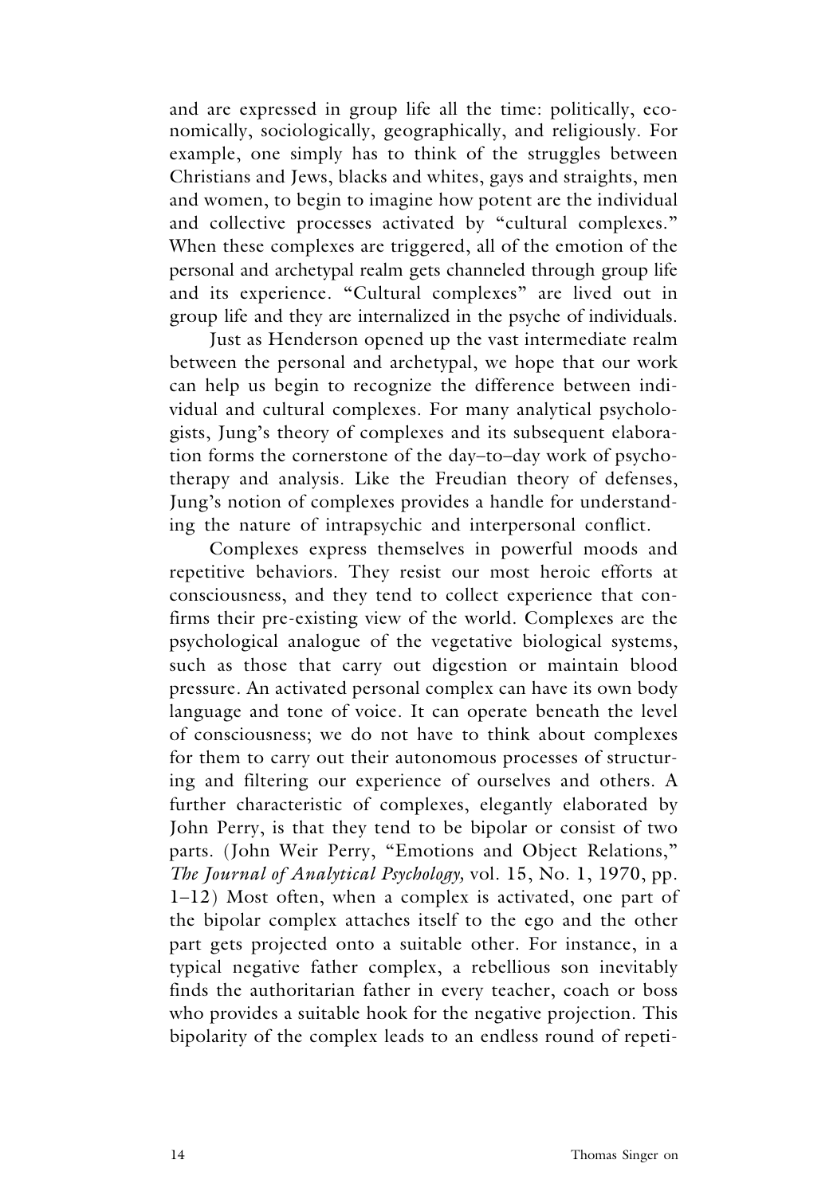and are expressed in group life all the time: politically, economically, sociologically, geographically, and religiously. For example, one simply has to think of the struggles between Christians and Jews, blacks and whites, gays and straights, men and women, to begin to imagine how potent are the individual and collective processes activated by "cultural complexes." When these complexes are triggered, all of the emotion of the personal and archetypal realm gets channeled through group life and its experience. "Cultural complexes" are lived out in group life and they are internalized in the psyche of individuals.

Just as Henderson opened up the vast intermediate realm between the personal and archetypal, we hope that our work can help us begin to recognize the difference between individual and cultural complexes. For many analytical psychologists, Jung's theory of complexes and its subsequent elaboration forms the cornerstone of the day–to–day work of psychotherapy and analysis. Like the Freudian theory of defenses, Jung's notion of complexes provides a handle for understanding the nature of intrapsychic and interpersonal conflict.

Complexes express themselves in powerful moods and repetitive behaviors. They resist our most heroic efforts at consciousness, and they tend to collect experience that confirms their pre-existing view of the world. Complexes are the psychological analogue of the vegetative biological systems, such as those that carry out digestion or maintain blood pressure. An activated personal complex can have its own body language and tone of voice. It can operate beneath the level of consciousness; we do not have to think about complexes for them to carry out their autonomous processes of structuring and filtering our experience of ourselves and others. A further characteristic of complexes, elegantly elaborated by John Perry, is that they tend to be bipolar or consist of two parts. (John Weir Perry, "Emotions and Object Relations," *The Journal of Analytical Psychology,* vol. 15, No. 1, 1970, pp. 1–12) Most often, when a complex is activated, one part of the bipolar complex attaches itself to the ego and the other part gets projected onto a suitable other. For instance, in a typical negative father complex, a rebellious son inevitably finds the authoritarian father in every teacher, coach or boss who provides a suitable hook for the negative projection. This bipolarity of the complex leads to an endless round of repeti-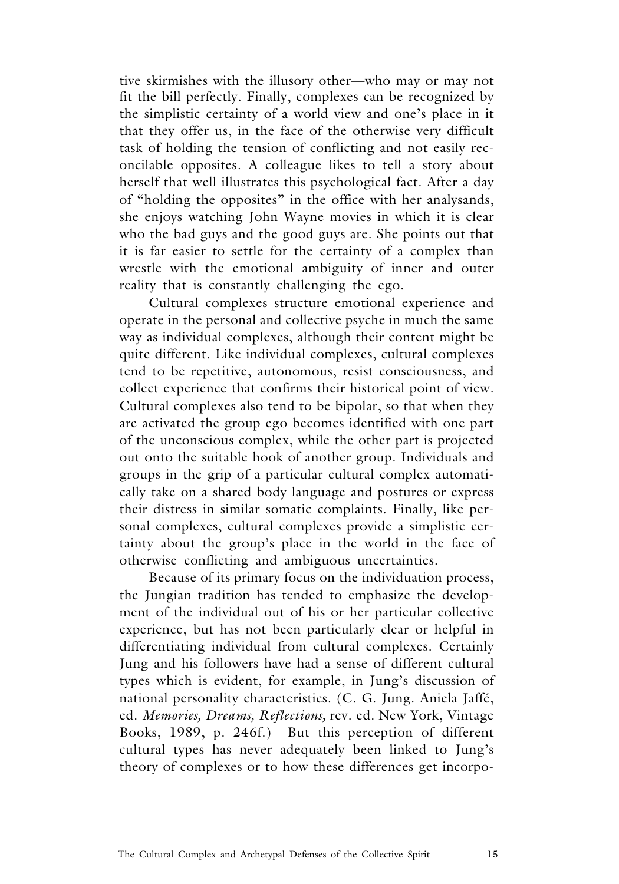tive skirmishes with the illusory other—who may or may not fit the bill perfectly. Finally, complexes can be recognized by the simplistic certainty of a world view and one's place in it that they offer us, in the face of the otherwise very difficult task of holding the tension of conflicting and not easily reconcilable opposites. A colleague likes to tell a story about herself that well illustrates this psychological fact. After a day of "holding the opposites" in the office with her analysands, she enjoys watching John Wayne movies in which it is clear who the bad guys and the good guys are. She points out that it is far easier to settle for the certainty of a complex than wrestle with the emotional ambiguity of inner and outer reality that is constantly challenging the ego.

Cultural complexes structure emotional experience and operate in the personal and collective psyche in much the same way as individual complexes, although their content might be quite different. Like individual complexes, cultural complexes tend to be repetitive, autonomous, resist consciousness, and collect experience that confirms their historical point of view. Cultural complexes also tend to be bipolar, so that when they are activated the group ego becomes identified with one part of the unconscious complex, while the other part is projected out onto the suitable hook of another group. Individuals and groups in the grip of a particular cultural complex automatically take on a shared body language and postures or express their distress in similar somatic complaints. Finally, like personal complexes, cultural complexes provide a simplistic certainty about the group's place in the world in the face of otherwise conflicting and ambiguous uncertainties.

Because of its primary focus on the individuation process, the Jungian tradition has tended to emphasize the development of the individual out of his or her particular collective experience, but has not been particularly clear or helpful in differentiating individual from cultural complexes. Certainly Jung and his followers have had a sense of different cultural types which is evident, for example, in Jung's discussion of national personality characteristics. (C. G. Jung. Aniela Jaffé, ed. *Memories, Dreams, Reflections,* rev. ed. New York, Vintage Books, 1989, p. 246f.) But this perception of different cultural types has never adequately been linked to Jung's theory of complexes or to how these differences get incorpo-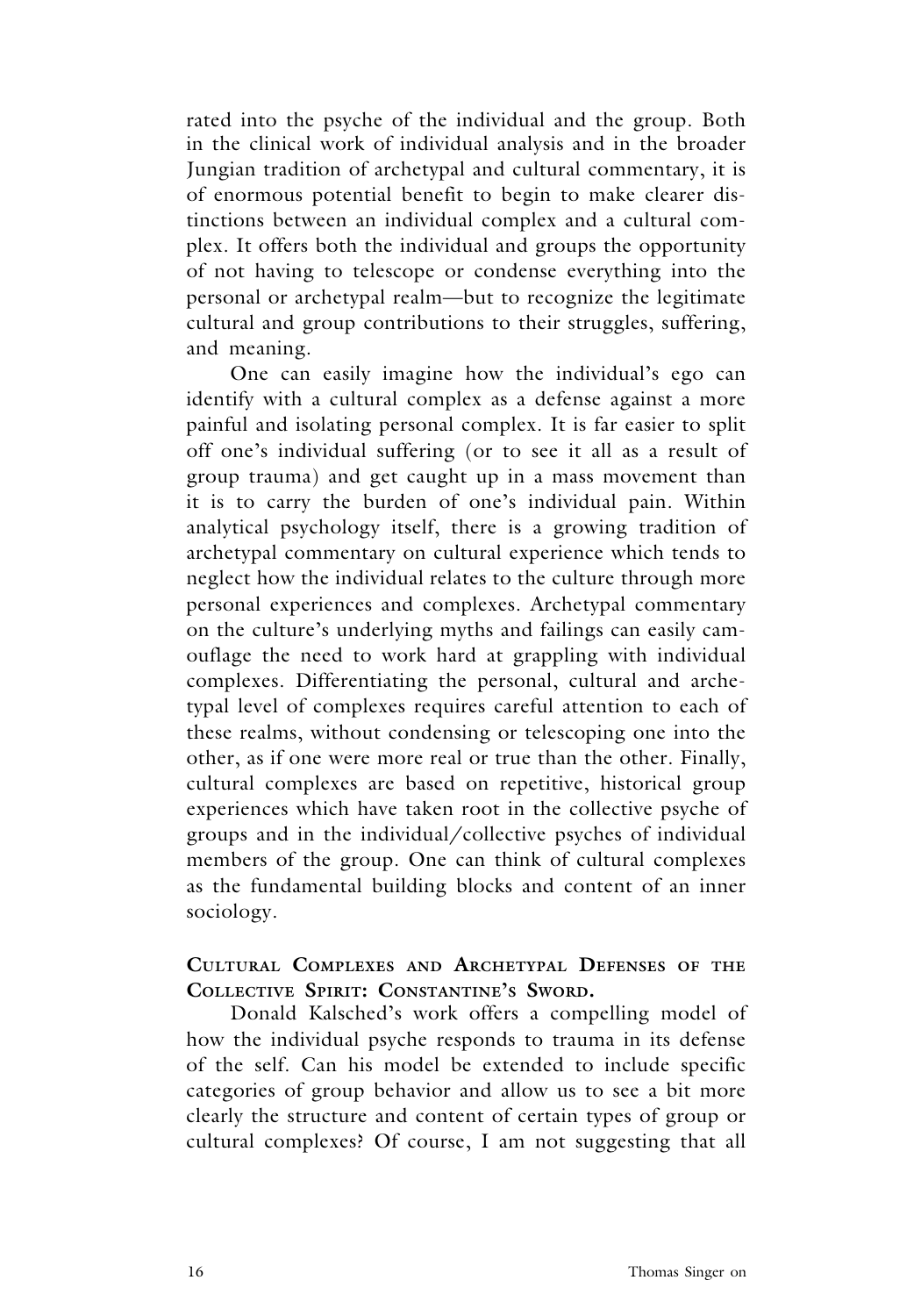rated into the psyche of the individual and the group. Both in the clinical work of individual analysis and in the broader Jungian tradition of archetypal and cultural commentary, it is of enormous potential benefit to begin to make clearer distinctions between an individual complex and a cultural complex. It offers both the individual and groups the opportunity of not having to telescope or condense everything into the personal or archetypal realm—but to recognize the legitimate cultural and group contributions to their struggles, suffering, and meaning.

One can easily imagine how the individual's ego can identify with a cultural complex as a defense against a more painful and isolating personal complex. It is far easier to split off one's individual suffering (or to see it all as a result of group trauma) and get caught up in a mass movement than it is to carry the burden of one's individual pain. Within analytical psychology itself, there is a growing tradition of archetypal commentary on cultural experience which tends to neglect how the individual relates to the culture through more personal experiences and complexes. Archetypal commentary on the culture's underlying myths and failings can easily camouflage the need to work hard at grappling with individual complexes. Differentiating the personal, cultural and archetypal level of complexes requires careful attention to each of these realms, without condensing or telescoping one into the other, as if one were more real or true than the other. Finally, cultural complexes are based on repetitive, historical group experiences which have taken root in the collective psyche of groups and in the individual/collective psyches of individual members of the group. One can think of cultural complexes as the fundamental building blocks and content of an inner sociology.

## Cultural Complexes and Archetypal Defenses of the Collective Spirit: Constantine's Sword.

Donald Kalsched's work offers a compelling model of how the individual psyche responds to trauma in its defense of the self. Can his model be extended to include specific categories of group behavior and allow us to see a bit more clearly the structure and content of certain types of group or cultural complexes? Of course, I am not suggesting that all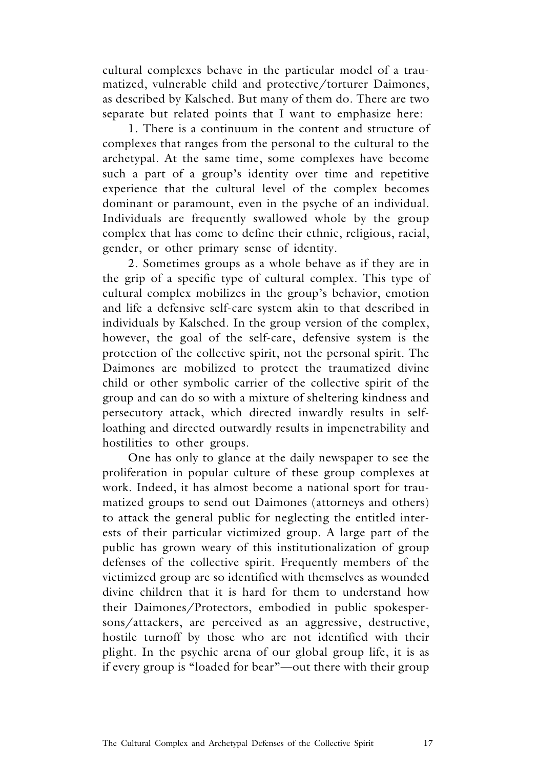cultural complexes behave in the particular model of a traumatized, vulnerable child and protective/torturer Daimones, as described by Kalsched. But many of them do. There are two separate but related points that I want to emphasize here:

1. There is a continuum in the content and structure of complexes that ranges from the personal to the cultural to the archetypal. At the same time, some complexes have become such a part of a group's identity over time and repetitive experience that the cultural level of the complex becomes dominant or paramount, even in the psyche of an individual. Individuals are frequently swallowed whole by the group complex that has come to define their ethnic, religious, racial, gender, or other primary sense of identity.

2. Sometimes groups as a whole behave as if they are in the grip of a specific type of cultural complex. This type of cultural complex mobilizes in the group's behavior, emotion and life a defensive self-care system akin to that described in individuals by Kalsched. In the group version of the complex, however, the goal of the self-care, defensive system is the protection of the collective spirit, not the personal spirit. The Daimones are mobilized to protect the traumatized divine child or other symbolic carrier of the collective spirit of the group and can do so with a mixture of sheltering kindness and persecutory attack, which directed inwardly results in self-loathing and directed outwardly results in impenetrability and hostilities to other groups.

One has only to glance at the daily newspaper to see the proliferation in popular culture of these group complexes at work. Indeed, it has almost become a national sport for traumatized groups to send out Daimones (attorneys and others) to attack the general public for neglecting the entitled interests of their particular victimized group. A large part of the public has grown weary of this institutionalization of group defenses of the collective spirit. Frequently members of the victimized group are so identified with themselves as wounded divine children that it is hard for them to understand how their Daimones/Protectors, embodied in public spokespersons/attackers, are perceived as an aggressive, destructive, hostile turnoff by those who are not identified with their plight. In the psychic arena of our global group life, it is as if every group is "loaded for bear"—out there with their group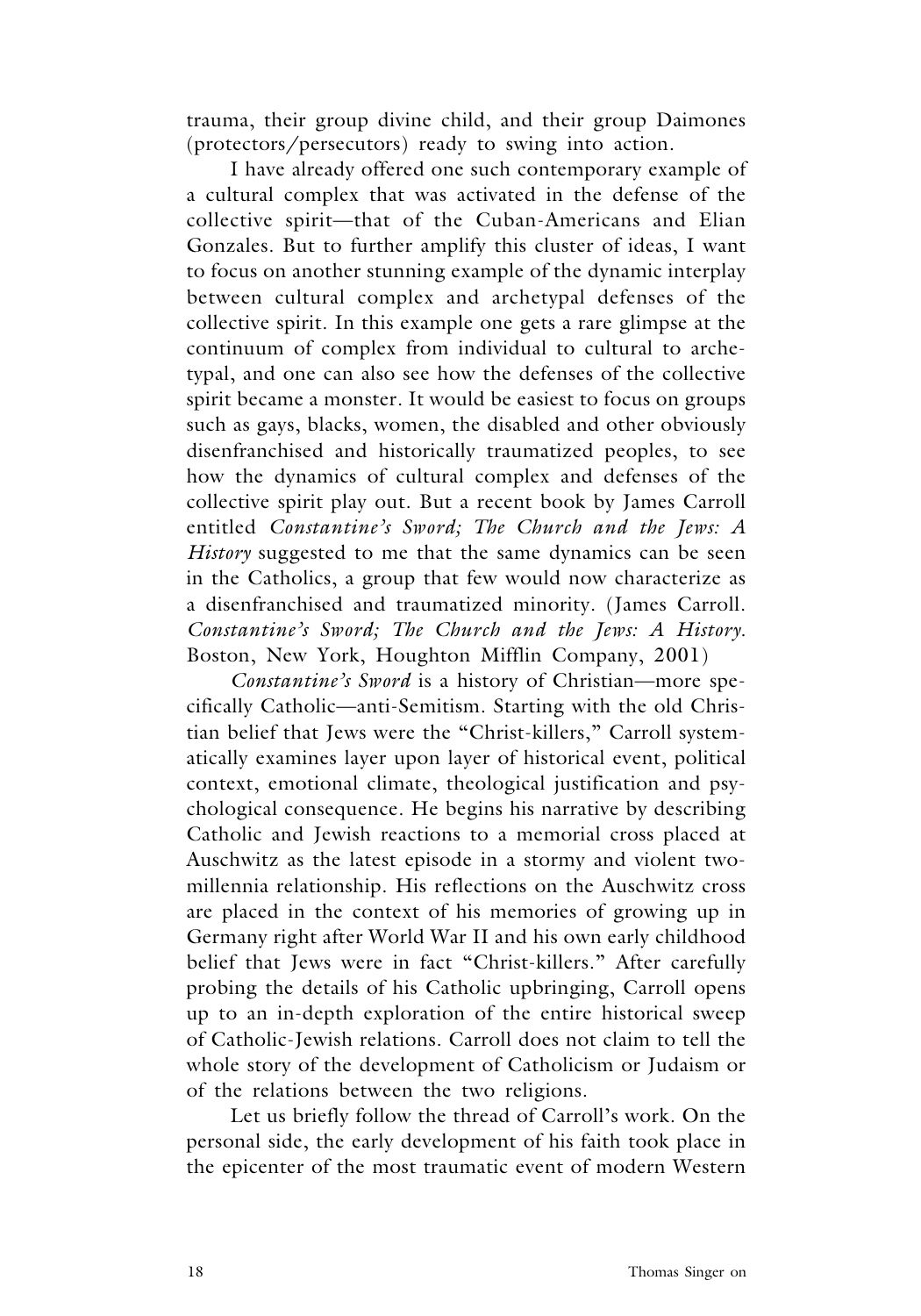trauma, their group divine child, and their group Daimones (protectors/persecutors) ready to swing into action.

I have already offered one such contemporary example of a cultural complex that was activated in the defense of the collective spirit—that of the Cuban-Americans and Elian Gonzales. But to further amplify this cluster of ideas, I want to focus on another stunning example of the dynamic interplay between cultural complex and archetypal defenses of the collective spirit. In this example one gets a rare glimpse at the continuum of complex from individual to cultural to archetypal, and one can also see how the defenses of the collective spirit became a monster. It would be easiest to focus on groups such as gays, blacks, women, the disabled and other obviously disenfranchised and historically traumatized peoples, to see how the dynamics of cultural complex and defenses of the collective spirit play out. But a recent book by James Carroll entitled *Constantine's Sword; The Church and the Jews: A History* suggested to me that the same dynamics can be seen in the Catholics, a group that few would now characterize as a disenfranchised and traumatized minority. (James Carroll. *Constantine's Sword; The Church and the Jews: A History*. Boston, New York, Houghton Mifflin Company, 2001)

*Constantine's Sword* is a history of Christian—more specifically Catholic—anti-Semitism. Starting with the old Christian belief that Jews were the "Christ-killers," Carroll systematically examines layer upon layer of historical event, political context, emotional climate, theological justification and psychological consequence. He begins his narrative by describing Catholic and Jewish reactions to a memorial cross placed at Auschwitz as the latest episode in a stormy and violent two-millennia relationship. His reflections on the Auschwitz cross are placed in the context of his memories of growing up in Germany right after World War II and his own early childhood belief that Jews were in fact "Christ-killers." After carefully probing the details of his Catholic upbringing, Carroll opens up to an in-depth exploration of the entire historical sweep of Catholic-Jewish relations. Carroll does not claim to tell the whole story of the development of Catholicism or Judaism or of the relations between the two religions.

Let us briefly follow the thread of Carroll's work. On the personal side, the early development of his faith took place in the epicenter of the most traumatic event of modern Western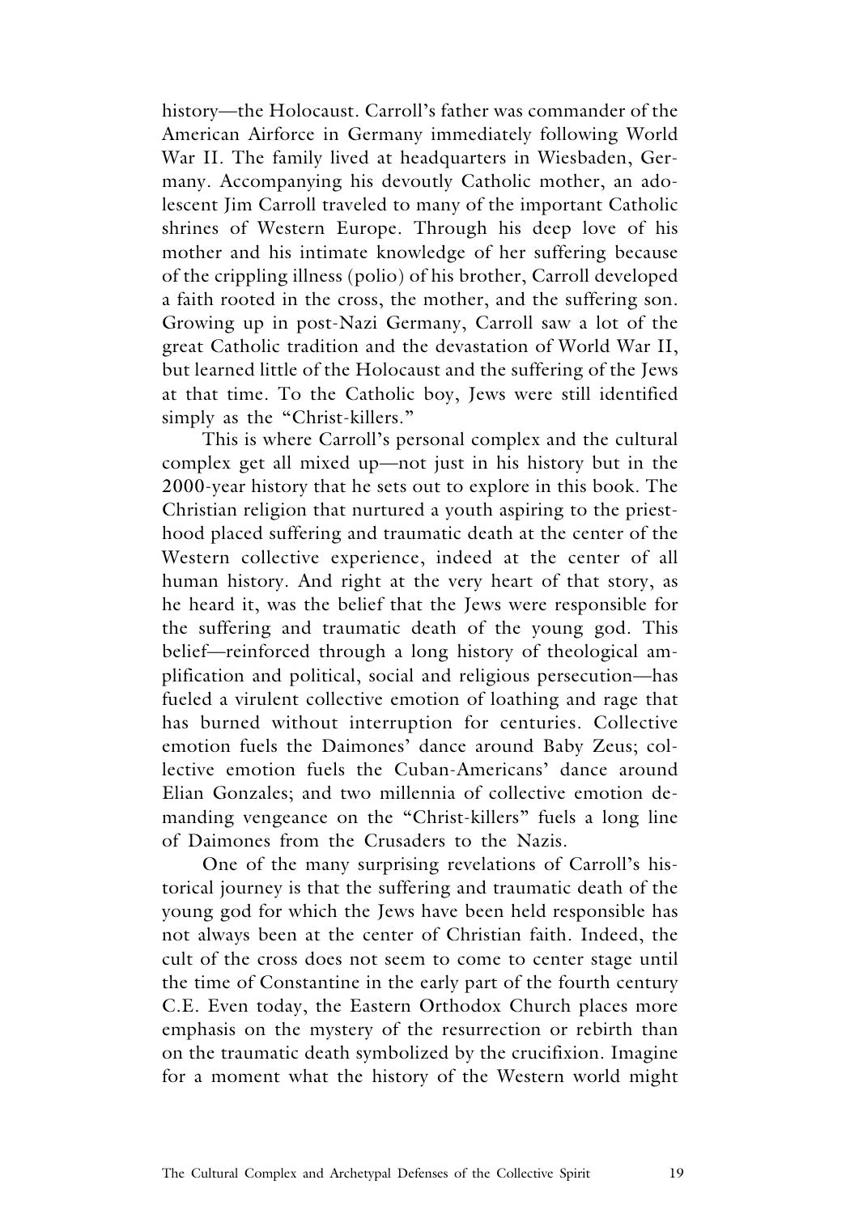history—the Holocaust. Carroll's father was commander of the American Airforce in Germany immediately following World War II. The family lived at headquarters in Wiesbaden, Germany. Accompanying his devoutly Catholic mother, an adolescent Jim Carroll traveled to many of the important Catholic shrines of Western Europe. Through his deep love of his mother and his intimate knowledge of her suffering because of the crippling illness (polio) of his brother, Carroll developed a faith rooted in the cross, the mother, and the suffering son. Growing up in post-Nazi Germany, Carroll saw a lot of the great Catholic tradition and the devastation of World War II, but learned little of the Holocaust and the suffering of the Jews at that time. To the Catholic boy, Jews were still identified simply as the "Christ-killers."

This is where Carroll's personal complex and the cultural complex get all mixed up—not just in his history but in the 2000-year history that he sets out to explore in this book. The Christian religion that nurtured a youth aspiring to the priesthood placed suffering and traumatic death at the center of the Western collective experience, indeed at the center of all human history. And right at the very heart of that story, as he heard it, was the belief that the Jews were responsible for the suffering and traumatic death of the young god. This belief—reinforced through a long history of theological amplification and political, social and religious persecution—has fueled a virulent collective emotion of loathing and rage that has burned without interruption for centuries. Collective emotion fuels the Daimones' dance around Baby Zeus; collective emotion fuels the Cuban-Americans' dance around Elian Gonzales; and two millennia of collective emotion demanding vengeance on the "Christ-killers" fuels a long line of Daimones from the Crusaders to the Nazis.

One of the many surprising revelations of Carroll's historical journey is that the suffering and traumatic death of the young god for which the Jews have been held responsible has not always been at the center of Christian faith. Indeed, the cult of the cross does not seem to come to center stage until the time of Constantine in the early part of the fourth century C.E. Even today, the Eastern Orthodox Church places more emphasis on the mystery of the resurrection or rebirth than on the traumatic death symbolized by the crucifixion. Imagine for a moment what the history of the Western world might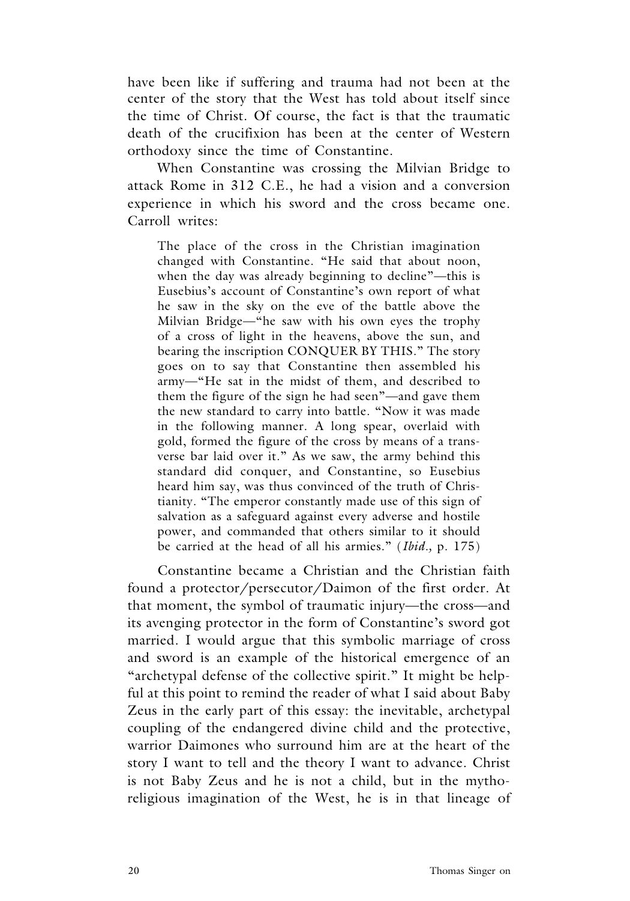have been like if suffering and trauma had not been at the center of the story that the West has told about itself since the time of Christ. Of course, the fact is that the traumatic death of the crucifixion has been at the center of Western orthodoxy since the time of Constantine.

When Constantine was crossing the Milvian Bridge to attack Rome in 312 C.E., he had a vision and a conversion experience in which his sword and the cross became one. Carroll writes:

> The place of the cross in the Christian imagination changed with Constantine. "He said that about noon, when the day was already beginning to decline"—this is Eusebius's account of Constantine's own report of what he saw in the sky on the eve of the battle above the Milvian Bridge—"he saw with his own eyes the trophy of a cross of light in the heavens, above the sun, and bearing the inscription CONQUER BY THIS." The story goes on to say that Constantine then assembled his army—"He sat in the midst of them, and described to them the figure of the sign he had seen"—and gave them the new standard to carry into battle. "Now it was made in the following manner. A long spear, overlaid with gold, formed the figure of the cross by means of a transverse bar laid over it." As we saw, the army behind this standard did conquer, and Constantine, so Eusebius heard him say, was thus convinced of the truth of Christianity. "The emperor constantly made use of this sign of salvation as a safeguard against every adverse and hostile power, and commanded that others similar to it should be carried at the head of all his armies." (*Ibid.,* p. 175)

Constantine became a Christian and the Christian faith found a protector/persecutor/Daimon of the first order. At that moment, the symbol of traumatic injury—the cross—and its avenging protector in the form of Constantine's sword got married. I would argue that this symbolic marriage of cross and sword is an example of the historical emergence of an "archetypal defense of the collective spirit." It might be helpful at this point to remind the reader of what I said about Baby Zeus in the early part of this essay: the inevitable, archetypal coupling of the endangered divine child and the protective, warrior Daimones who surround him are at the heart of the story I want to tell and the theory I want to advance. Christ is not Baby Zeus and he is not a child, but in the mythoreligious imagination of the West, he is in that lineage of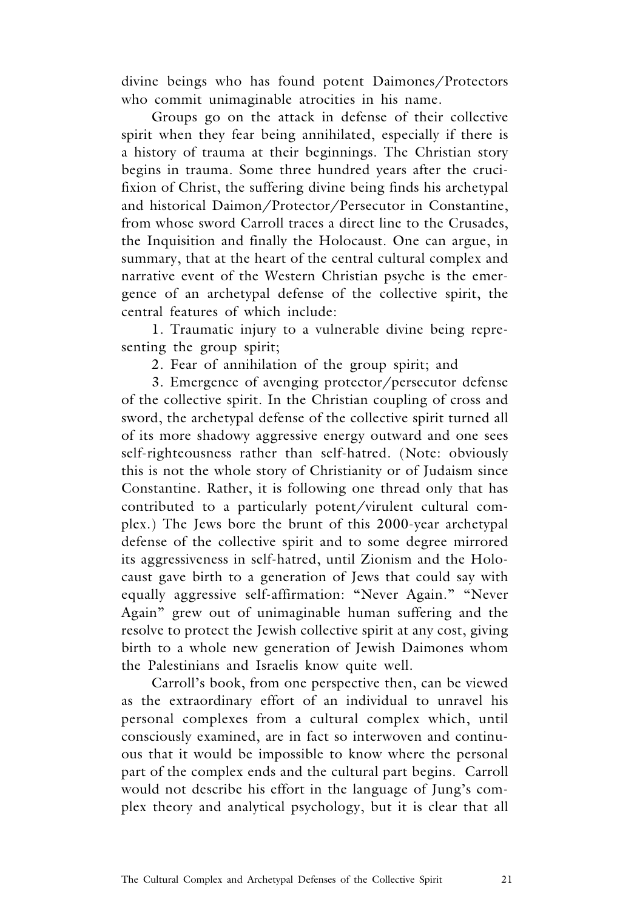divine beings who has found potent Daimones/Protectors who commit unimaginable atrocities in his name.

Groups go on the attack in defense of their collective spirit when they fear being annihilated, especially if there is a history of trauma at their beginnings. The Christian story begins in trauma. Some three hundred years after the crucifixion of Christ, the suffering divine being finds his archetypal and historical Daimon/Protector/Persecutor in Constantine, from whose sword Carroll traces a direct line to the Crusades, the Inquisition and finally the Holocaust. One can argue, in summary, that at the heart of the central cultural complex and narrative event of the Western Christian psyche is the emergence of an archetypal defense of the collective spirit, the central features of which include:

1. Traumatic injury to a vulnerable divine being representing the group spirit;

2. Fear of annihilation of the group spirit; and

3. Emergence of avenging protector/persecutor defense of the collective spirit. In the Christian coupling of cross and sword, the archetypal defense of the collective spirit turned all of its more shadowy aggressive energy outward and one sees self-righteousness rather than self-hatred. (Note: obviously this is not the whole story of Christianity or of Judaism since Constantine. Rather, it is following one thread only that has contributed to a particularly potent/virulent cultural complex.) The Jews bore the brunt of this 2000-year archetypal defense of the collective spirit and to some degree mirrored its aggressiveness in self-hatred, until Zionism and the Holocaust gave birth to a generation of Jews that could say with equally aggressive self-affirmation: "Never Again." "Never Again" grew out of unimaginable human suffering and the resolve to protect the Jewish collective spirit at any cost, giving birth to a whole new generation of Jewish Daimones whom the Palestinians and Israelis know quite well.

Carroll's book, from one perspective then, can be viewed as the extraordinary effort of an individual to unravel his personal complexes from a cultural complex which, until consciously examined, are in fact so interwoven and continuous that it would be impossible to know where the personal part of the complex ends and the cultural part begins. Carroll would not describe his effort in the language of Jung's complex theory and analytical psychology, but it is clear that all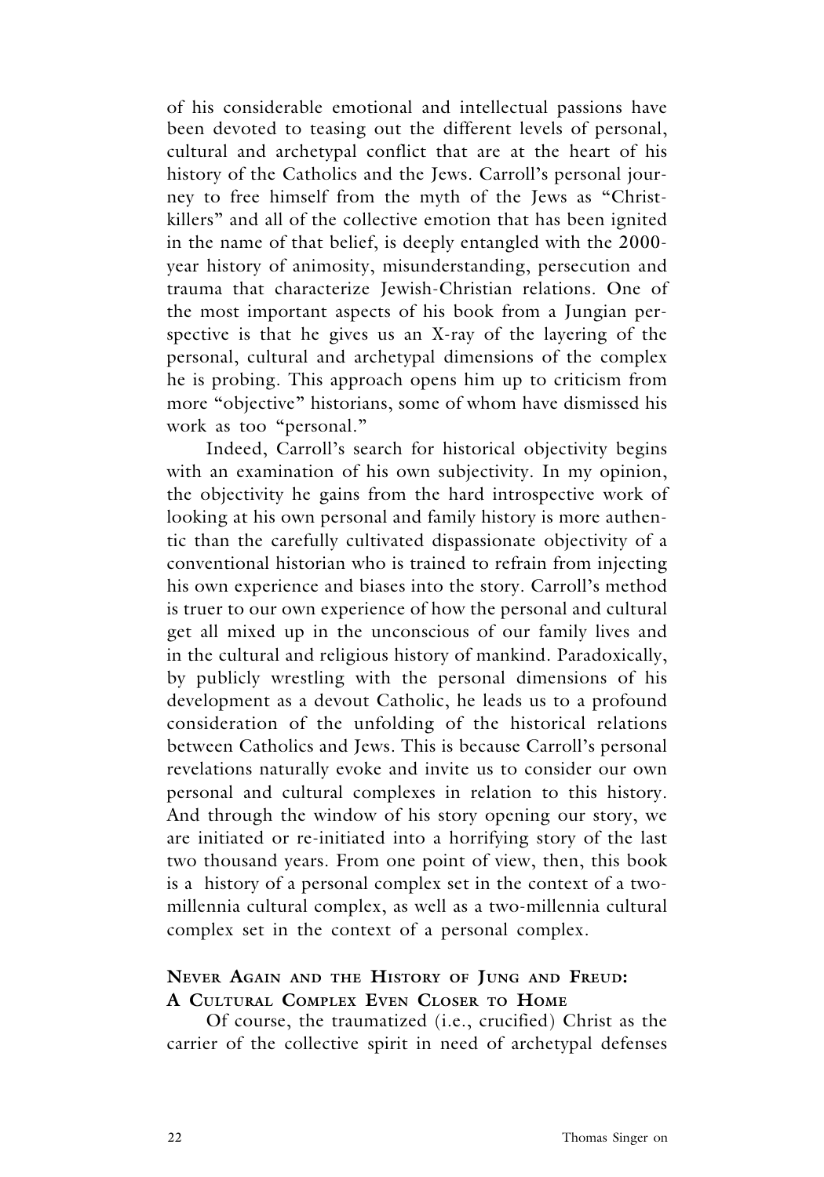of his considerable emotional and intellectual passions have been devoted to teasing out the different levels of personal, cultural and archetypal conflict that are at the heart of his history of the Catholics and the Jews. Carroll's personal journey to free himself from the myth of the Jews as "Christ-killers" and all of the collective emotion that has been ignited in the name of that belief, is deeply entangled with the 2000-year history of animosity, misunderstanding, persecution and trauma that characterize Jewish-Christian relations. One of the most important aspects of his book from a Jungian perspective is that he gives us an X-ray of the layering of the personal, cultural and archetypal dimensions of the complex he is probing. This approach opens him up to criticism from more "objective" historians, some of whom have dismissed his work as too "personal."

Indeed, Carroll's search for historical objectivity begins with an examination of his own subjectivity. In my opinion, the objectivity he gains from the hard introspective work of looking at his own personal and family history is more authentic than the carefully cultivated dispassionate objectivity of a conventional historian who is trained to refrain from injecting his own experience and biases into the story. Carroll's method is truer to our own experience of how the personal and cultural get all mixed up in the unconscious of our family lives and in the cultural and religious history of mankind. Paradoxically, by publicly wrestling with the personal dimensions of his development as a devout Catholic, he leads us to a profound consideration of the unfolding of the historical relations between Catholics and Jews. This is because Carroll's personal revelations naturally evoke and invite us to consider our own personal and cultural complexes in relation to this history. And through the window of his story opening our story, we are initiated or re-initiated into a horrifying story of the last two thousand years. From one point of view, then, this book is a history of a personal complex set in the context of a two-millennia cultural complex, as well as a two-millennia cultural complex set in the context of a personal complex.

## Never Again and the History of Jung and Freud: A Cultural Complex Even Closer to Home

Of course, the traumatized (i.e., crucified) Christ as the carrier of the collective spirit in need of archetypal defenses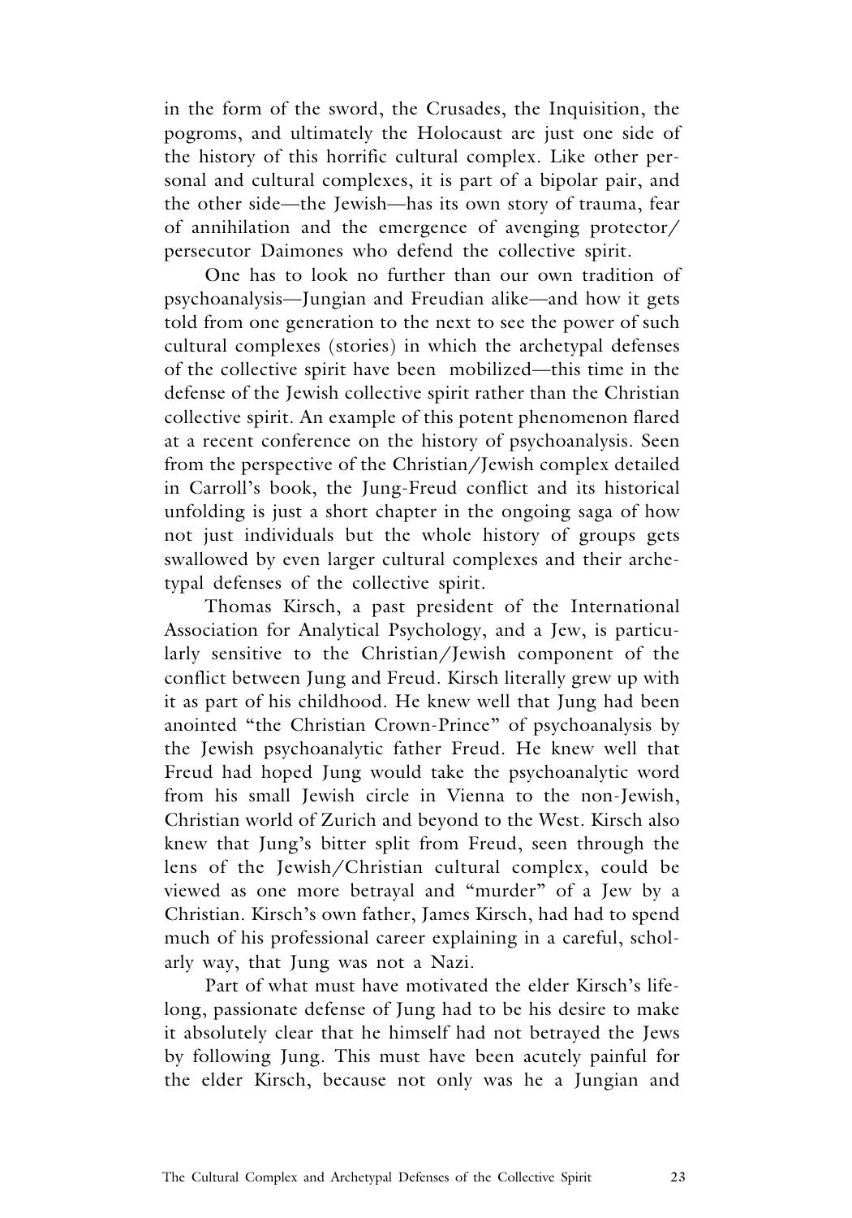in the form of the sword, the Crusades, the Inquisition, the pogroms, and ultimately the Holocaust are just one side of the history of this horrific cultural complex. Like other personal and cultural complexes, it is part of a bipolar pair, and the other side—the Jewish—has its own story of trauma, fear of annihilation and the emergence of avenging protector/persecutor Daimones who defend the collective spirit.

One has to look no further than our own tradition of psychoanalysis—Jungian and Freudian alike—and how it gets told from one generation to the next to see the power of such cultural complexes (stories) in which the archetypal defenses of the collective spirit have been mobilized—this time in the defense of the Jewish collective spirit rather than the Christian collective spirit. An example of this potent phenomenon flared at a recent conference on the history of psychoanalysis. Seen from the perspective of the Christian/Jewish complex detailed in Carroll's book, the Jung-Freud conflict and its historical unfolding is just a short chapter in the ongoing saga of how not just individuals but the whole history of groups gets swallowed by even larger cultural complexes and their archetypal defenses of the collective spirit.

Thomas Kirsch, a past president of the International Association for Analytical Psychology, and a Jew, is particularly sensitive to the Christian/Jewish component of the conflict between Jung and Freud. Kirsch literally grew up with it as part of his childhood. He knew well that Jung had been anointed "the Christian Crown-Prince" of psychoanalysis by the Jewish psychoanalytic father Freud. He knew well that Freud had hoped Jung would take the psychoanalytic word from his small Jewish circle in Vienna to the non-Jewish, Christian world of Zurich and beyond to the West. Kirsch also knew that Jung's bitter split from Freud, seen through the lens of the Jewish/Christian cultural complex, could be viewed as one more betrayal and "murder" of a Jew by a Christian. Kirsch's own father, James Kirsch, had had to spend much of his professional career explaining in a careful, scholarly way, that Jung was not a Nazi.

Part of what must have motivated the elder Kirsch's lifelong, passionate defense of Jung had to be his desire to make it absolutely clear that he himself had not betrayed the Jews by following Jung. This must have been acutely painful for the elder Kirsch, because not only was he a Jungian and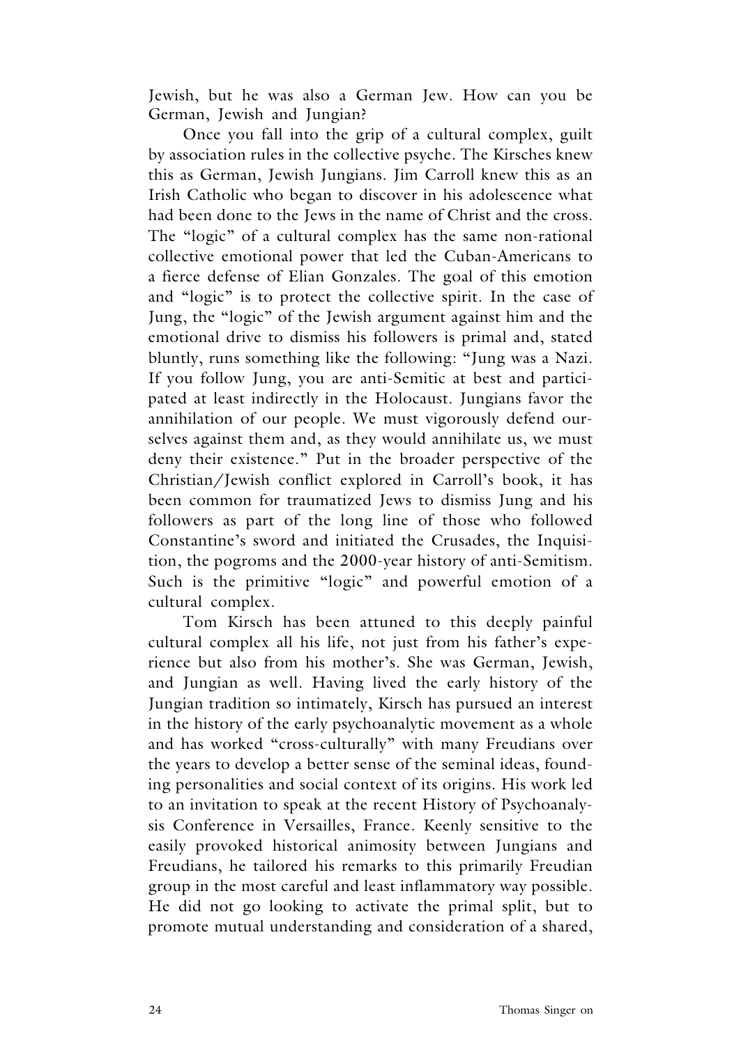Jewish, but he was also a German Jew. How can you be German, Jewish and Jungian?

Once you fall into the grip of a cultural complex, guilt by association rules in the collective psyche. The Kirsches knew this as German, Jewish Jungians. Jim Carroll knew this as an Irish Catholic who began to discover in his adolescence what had been done to the Jews in the name of Christ and the cross. The "logic" of a cultural complex has the same non-rational collective emotional power that led the Cuban-Americans to a fierce defense of Elian Gonzales. The goal of this emotion and "logic" is to protect the collective spirit. In the case of Jung, the "logic" of the Jewish argument against him and the emotional drive to dismiss his followers is primal and, stated bluntly, runs something like the following: "Jung was a Nazi. If you follow Jung, you are anti-Semitic at best and participated at least indirectly in the Holocaust. Jungians favor the annihilation of our people. We must vigorously defend ourselves against them and, as they would annihilate us, we must deny their existence." Put in the broader perspective of the Christian/Jewish conflict explored in Carroll's book, it has been common for traumatized Jews to dismiss Jung and his followers as part of the long line of those who followed Constantine's sword and initiated the Crusades, the Inquisition, the pogroms and the 2000-year history of anti-Semitism. Such is the primitive "logic" and powerful emotion of a cultural complex.

Tom Kirsch has been attuned to this deeply painful cultural complex all his life, not just from his father's experience but also from his mother's. She was German, Jewish, and Jungian as well. Having lived the early history of the Jungian tradition so intimately, Kirsch has pursued an interest in the history of the early psychoanalytic movement as a whole and has worked "cross-culturally" with many Freudians over the years to develop a better sense of the seminal ideas, founding personalities and social context of its origins. His work led to an invitation to speak at the recent History of Psychoanalysis Conference in Versailles, France. Keenly sensitive to the easily provoked historical animosity between Jungians and Freudians, he tailored his remarks to this primarily Freudian group in the most careful and least inflammatory way possible. He did not go looking to activate the primal split, but to promote mutual understanding and consideration of a shared,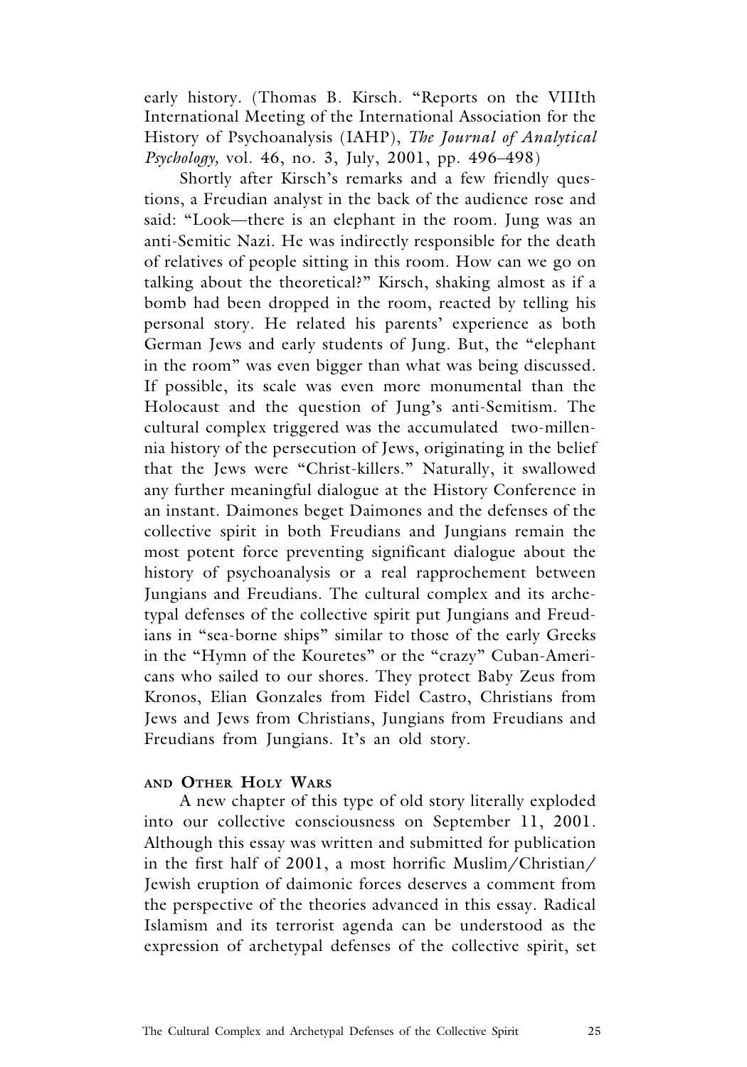early history. (Thomas B. Kirsch. "Reports on the VIIIth International Meeting of the International Association for the History of Psychoanalysis (IAHP), *The Journal of Analytical Psychology,* vol. 46, no. 3, July, 2001, pp. 496–498)

Shortly after Kirsch's remarks and a few friendly questions, a Freudian analyst in the back of the audience rose and said: "Look—there is an elephant in the room. Jung was an anti-Semitic Nazi. He was indirectly responsible for the death of relatives of people sitting in this room. How can we go on talking about the theoretical?" Kirsch, shaking almost as if a bomb had been dropped in the room, reacted by telling his personal story. He related his parents' experience as both German Jews and early students of Jung. But, the "elephant in the room" was even bigger than what was being discussed. If possible, its scale was even more monumental than the Holocaust and the question of Jung's anti-Semitism. The cultural complex triggered was the accumulated two-millennia history of the persecution of Jews, originating in the belief that the Jews were "Christ-killers." Naturally, it swallowed any further meaningful dialogue at the History Conference in an instant. Daimones beget Daimones and the defenses of the collective spirit in both Freudians and Jungians remain the most potent force preventing significant dialogue about the history of psychoanalysis or a real rapprochement between Jungians and Freudians. The cultural complex and its archetypal defenses of the collective spirit put Jungians and Freudians in "sea-borne ships" similar to those of the early Greeks in the "Hymn of the Kouretes" or the "crazy" Cuban-Americans who sailed to our shores. They protect Baby Zeus from Kronos, Elian Gonzales from Fidel Castro, Christians from Jews and Jews from Christians, Jungians from Freudians and Freudians from Jungians. It's an old story.

## AND OTHER HOLY WARS

A new chapter of this type of old story literally exploded into our collective consciousness on September 11, 2001. Although this essay was written and submitted for publication in the first half of 2001, a most horrific Muslim/Christian/Jewish eruption of daimonic forces deserves a comment from the perspective of the theories advanced in this essay. Radical Islamism and its terrorist agenda can be understood as the expression of archetypal defenses of the collective spirit, set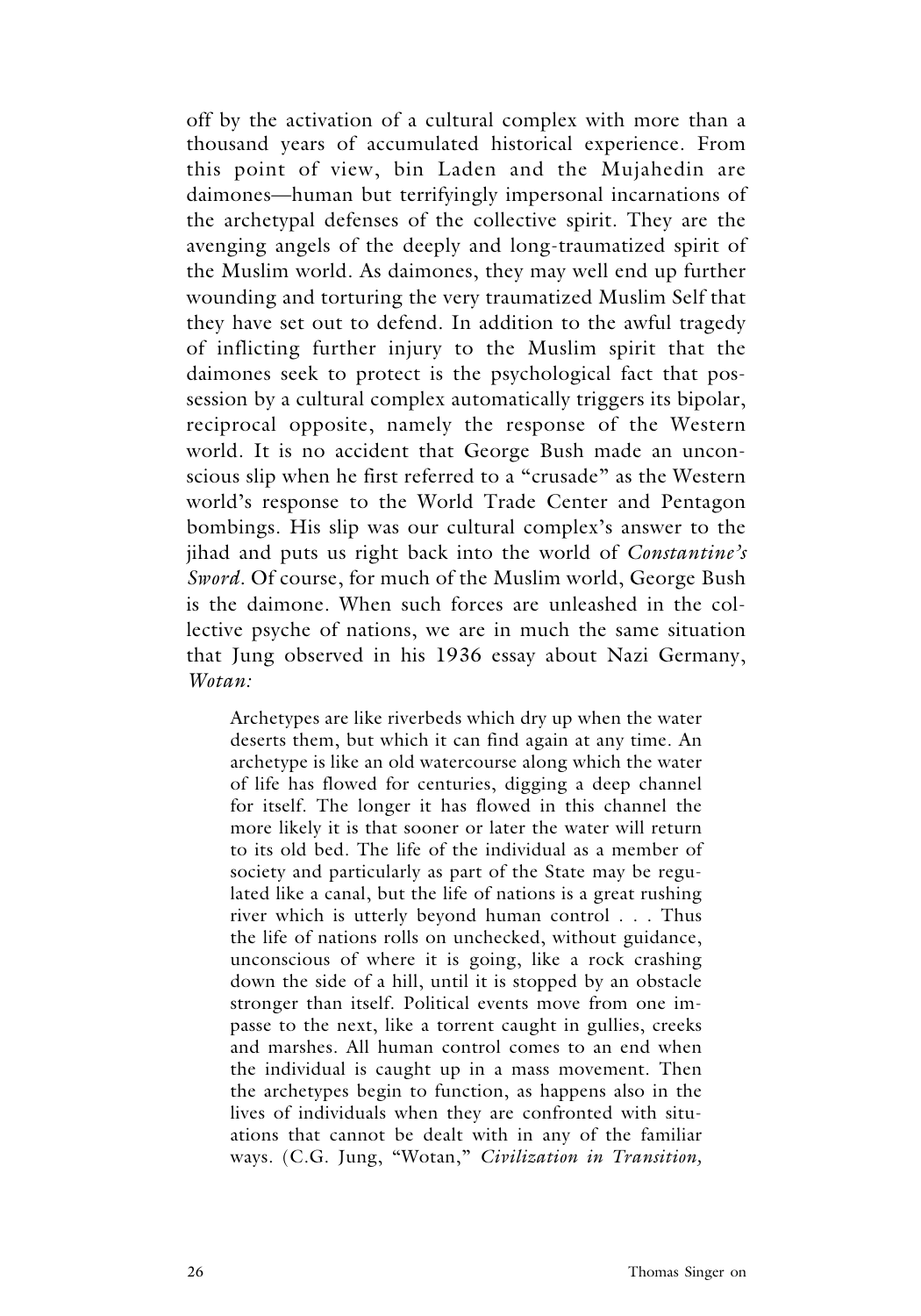off by the activation of a cultural complex with more than a thousand years of accumulated historical experience. From this point of view, bin Laden and the Mujahedin are daimones—human but terrifyingly impersonal incarnations of the archetypal defenses of the collective spirit. They are the avenging angels of the deeply and long-traumatized spirit of the Muslim world. As daimones, they may well end up further wounding and torturing the very traumatized Muslim Self that they have set out to defend. In addition to the awful tragedy of inflicting further injury to the Muslim spirit that the daimones seek to protect is the psychological fact that possession by a cultural complex automatically triggers its bipolar, reciprocal opposite, namely the response of the Western world. It is no accident that George Bush made an unconscious slip when he first referred to a "crusade" as the Western world's response to the World Trade Center and Pentagon bombings. His slip was our cultural complex's answer to the jihad and puts us right back into the world of *Constantine's Sword*. Of course, for much of the Muslim world, George Bush is the daimone. When such forces are unleashed in the collective psyche of nations, we are in much the same situation that Jung observed in his 1936 essay about Nazi Germany, *Wotan:*

> Archetypes are like riverbeds which dry up when the water deserts them, but which it can find again at any time. An archetype is like an old watercourse along which the water of life has flowed for centuries, digging a deep channel for itself. The longer it has flowed in this channel the more likely it is that sooner or later the water will return to its old bed. The life of the individual as a member of society and particularly as part of the State may be regulated like a canal, but the life of nations is a great rushing river which is utterly beyond human control . . . Thus the life of nations rolls on unchecked, without guidance, unconscious of where it is going, like a rock crashing down the side of a hill, until it is stopped by an obstacle stronger than itself. Political events move from one impasse to the next, like a torrent caught in gullies, creeks and marshes. All human control comes to an end when the individual is caught up in a mass movement. Then the archetypes begin to function, as happens also in the lives of individuals when they are confronted with situations that cannot be dealt with in any of the familiar ways. (C.G. Jung, "Wotan," *Civilization in Transition,*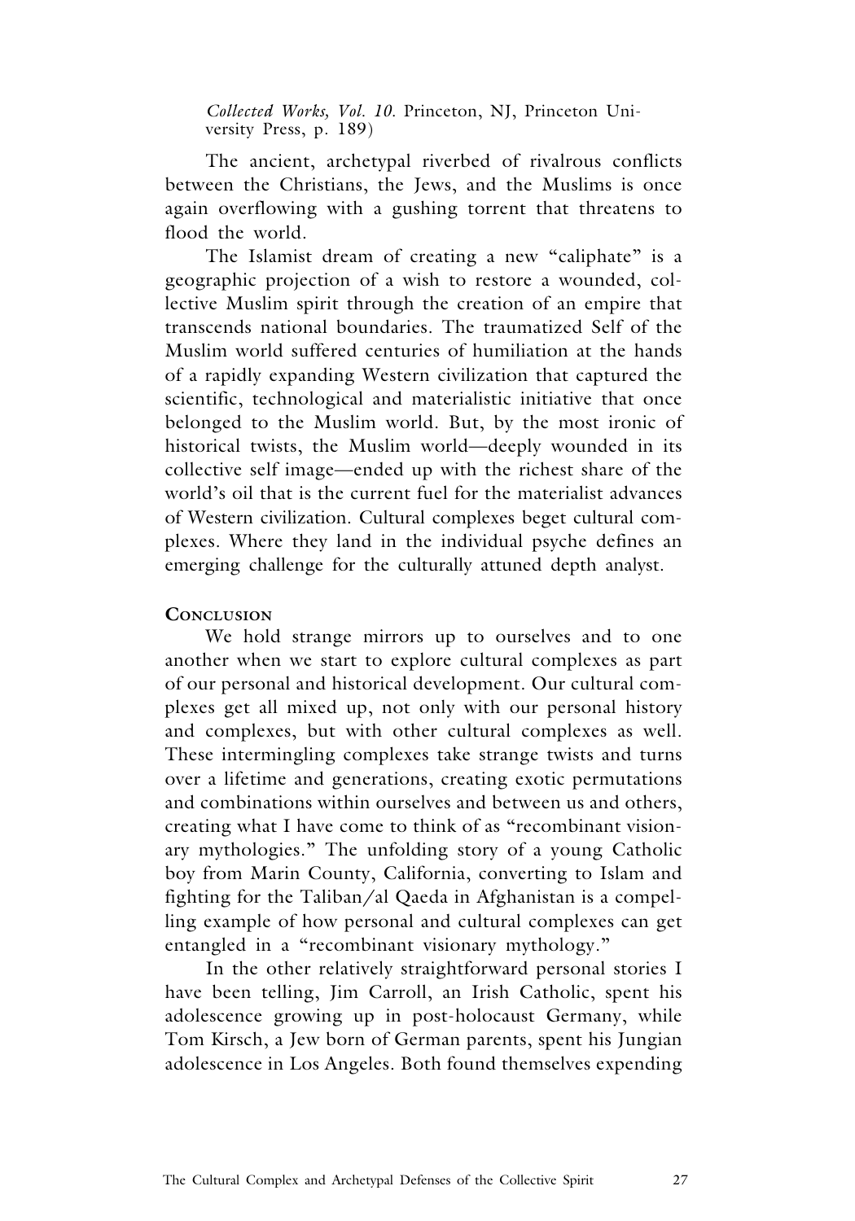*Collected Works, Vol. 10.* Princeton, NJ, Princeton University Press, p. 189)

The ancient, archetypal riverbed of rivalrous conflicts between the Christians, the Jews, and the Muslims is once again overflowing with a gushing torrent that threatens to flood the world.

The Islamist dream of creating a new "caliphate" is a geographic projection of a wish to restore a wounded, collective Muslim spirit through the creation of an empire that transcends national boundaries. The traumatized Self of the Muslim world suffered centuries of humiliation at the hands of a rapidly expanding Western civilization that captured the scientific, technological and materialistic initiative that once belonged to the Muslim world. But, by the most ironic of historical twists, the Muslim world—deeply wounded in its collective self image—ended up with the richest share of the world's oil that is the current fuel for the materialist advances of Western civilization. Cultural complexes beget cultural complexes. Where they land in the individual psyche defines an emerging challenge for the culturally attuned depth analyst.

## Conclusion

We hold strange mirrors up to ourselves and to one another when we start to explore cultural complexes as part of our personal and historical development. Our cultural complexes get all mixed up, not only with our personal history and complexes, but with other cultural complexes as well. These intermingling complexes take strange twists and turns over a lifetime and generations, creating exotic permutations and combinations within ourselves and between us and others, creating what I have come to think of as "recombinant visionary mythologies." The unfolding story of a young Catholic boy from Marin County, California, converting to Islam and fighting for the Taliban/al Qaeda in Afghanistan is a compelling example of how personal and cultural complexes can get entangled in a "recombinant visionary mythology."

In the other relatively straightforward personal stories I have been telling, Jim Carroll, an Irish Catholic, spent his adolescence growing up in post-holocaust Germany, while Tom Kirsch, a Jew born of German parents, spent his Jungian adolescence in Los Angeles. Both found themselves expending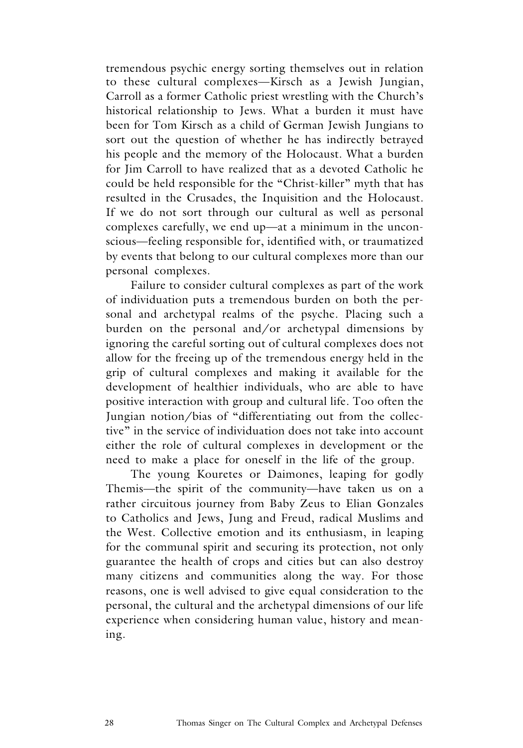tremendous psychic energy sorting themselves out in relation to these cultural complexes—Kirsch as a Jewish Jungian, Carroll as a former Catholic priest wrestling with the Church's historical relationship to Jews. What a burden it must have been for Tom Kirsch as a child of German Jewish Jungians to sort out the question of whether he has indirectly betrayed his people and the memory of the Holocaust. What a burden for Jim Carroll to have realized that as a devoted Catholic he could be held responsible for the "Christ-killer" myth that has resulted in the Crusades, the Inquisition and the Holocaust. If we do not sort through our cultural as well as personal complexes carefully, we end up—at a minimum in the unconscious—feeling responsible for, identified with, or traumatized by events that belong to our cultural complexes more than our personal complexes.

Failure to consider cultural complexes as part of the work of individuation puts a tremendous burden on both the personal and archetypal realms of the psyche. Placing such a burden on the personal and/or archetypal dimensions by ignoring the careful sorting out of cultural complexes does not allow for the freeing up of the tremendous energy held in the grip of cultural complexes and making it available for the development of healthier individuals, who are able to have positive interaction with group and cultural life. Too often the Jungian notion/bias of "differentiating out from the collective" in the service of individuation does not take into account either the role of cultural complexes in development or the need to make a place for oneself in the life of the group.

The young Kouretes or Daimones, leaping for godly Themis—the spirit of the community—have taken us on a rather circuitous journey from Baby Zeus to Elian Gonzales to Catholics and Jews, Jung and Freud, radical Muslims and the West. Collective emotion and its enthusiasm, in leaping for the communal spirit and securing its protection, not only guarantee the health of crops and cities but can also destroy many citizens and communities along the way. For those reasons, one is well advised to give equal consideration to the personal, the cultural and the archetypal dimensions of our life experience when considering human value, history and meaning.